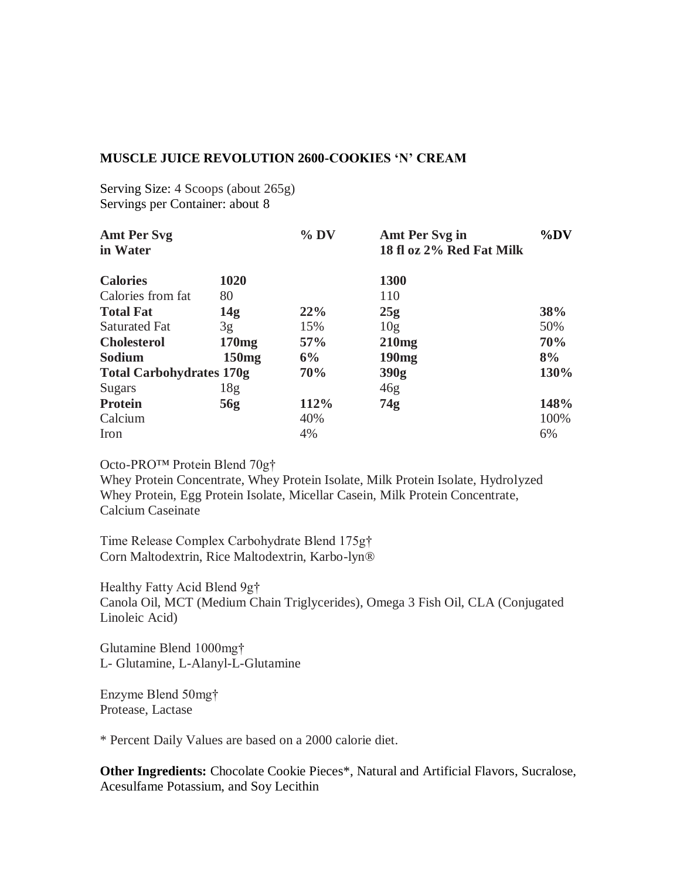**MUSCLE JUICE REVOLUTION 2600-COOKIES 'N' CREAM**

Serving Size: 4 Scoops (about 265g)
Servings per Container: about 8

| Amt Per Svg in Water | | % DV | Amt Per Svg in 18 fl oz 2% Red Fat Milk | %DV |
|---|---|---|---|---|
| **Calories** | **1020** | | **1300** | |
| Calories from fat | 80 | | 110 | |
| **Total Fat** | **14g** | **22%** | **25g** | **38%** |
| Saturated Fat | 3g | 15% | 10g | 50% |
| **Cholesterol** | **170mg** | **57%** | **210mg** | **70%** |
| **Sodium** | **150mg** | **6%** | **190mg** | **8%** |
| **Total Carbohydrates** | **170g** | **70%** | **390g** | **130%** |
| Sugars | 18g | | 46g | |
| **Protein** | **56g** | **112%** | **74g** | **148%** |
| Calcium | | 40% | | 100% |
| Iron | | 4% | | 6% |

Octo-PRO™ Protein Blend 70g†
Whey Protein Concentrate, Whey Protein Isolate, Milk Protein Isolate, Hydrolyzed Whey Protein, Egg Protein Isolate, Micellar Casein, Milk Protein Concentrate, Calcium Caseinate

Time Release Complex Carbohydrate Blend 175g†
Corn Maltodextrin, Rice Maltodextrin, Karbo-lyn®

Healthy Fatty Acid Blend 9g†
Canola Oil, MCT (Medium Chain Triglycerides), Omega 3 Fish Oil, CLA (Conjugated Linoleic Acid)

Glutamine Blend 1000mg†
L- Glutamine, L-Alanyl-L-Glutamine

Enzyme Blend 50mg†
Protease, Lactase

* Percent Daily Values are based on a 2000 calorie diet.

**Other Ingredients:** Chocolate Cookie Pieces*, Natural and Artificial Flavors, Sucralose, Acesulfame Potassium, and Soy Lecithin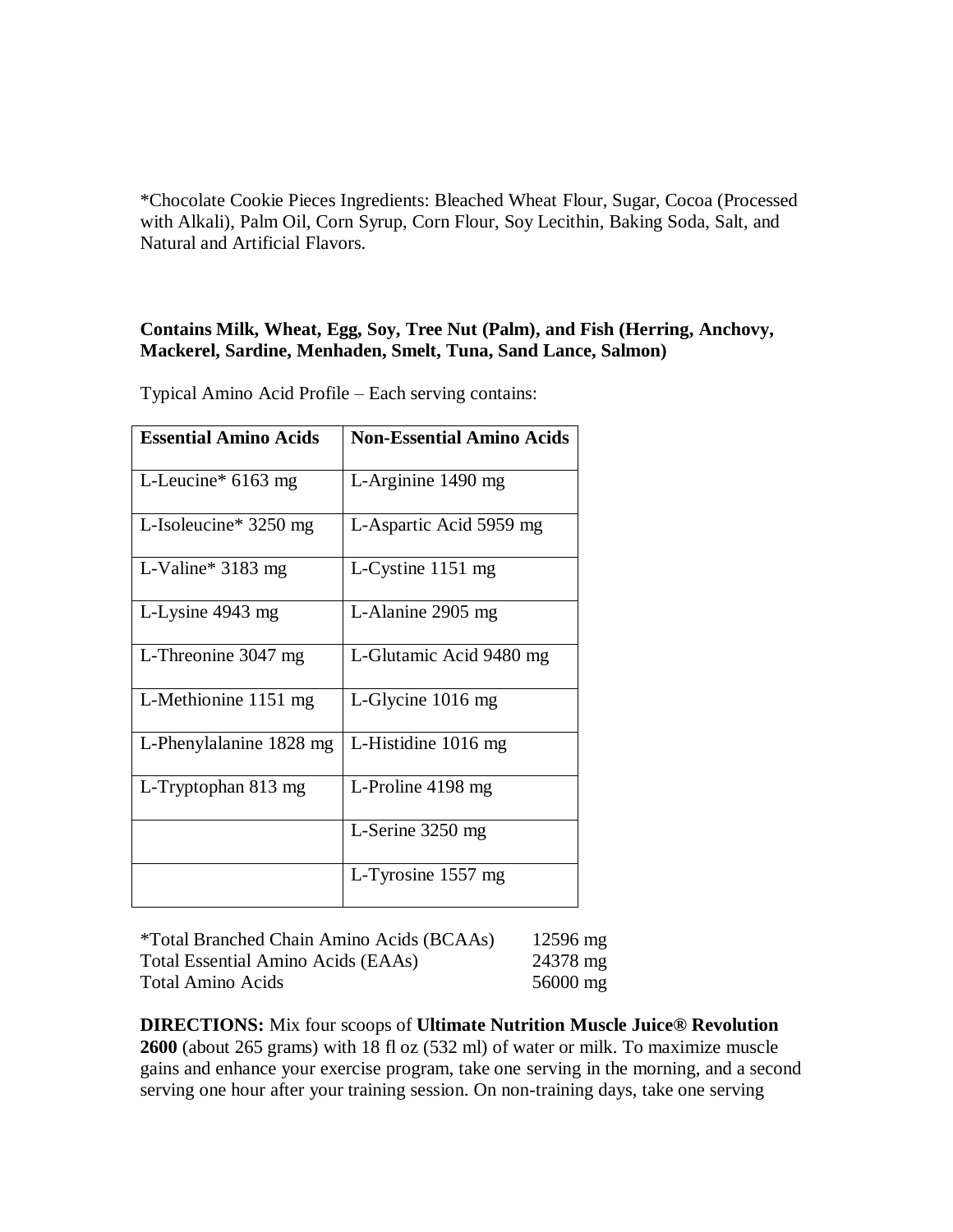*Chocolate Cookie Pieces Ingredients: Bleached Wheat Flour, Sugar, Cocoa (Processed with Alkali), Palm Oil, Corn Syrup, Corn Flour, Soy Lecithin, Baking Soda, Salt, and Natural and Artificial Flavors.

**Contains Milk, Wheat, Egg, Soy, Tree Nut (Palm), and Fish (Herring, Anchovy, Mackerel, Sardine, Menhaden, Smelt, Tuna, Sand Lance, Salmon)**

Typical Amino Acid Profile – Each serving contains:

| **Essential Amino Acids** | **Non-Essential Amino Acids** |
|---|---|
| L-Leucine* 6163 mg | L-Arginine 1490 mg |
| L-Isoleucine* 3250 mg | L-Aspartic Acid 5959 mg |
| L-Valine* 3183 mg | L-Cystine 1151 mg |
| L-Lysine 4943 mg | L-Alanine 2905 mg |
| L-Threonine 3047 mg | L-Glutamic Acid 9480 mg |
| L-Methionine 1151 mg | L-Glycine 1016 mg |
| L-Phenylalanine 1828 mg | L-Histidine 1016 mg |
| L-Tryptophan 813 mg | L-Proline 4198 mg |
| | L-Serine 3250 mg |
| | L-Tyrosine 1557 mg |

*Total Branched Chain Amino Acids (BCAAs) 12596 mg
Total Essential Amino Acids (EAAs) 24378 mg
Total Amino Acids 56000 mg

**DIRECTIONS:** Mix four scoops of **Ultimate Nutrition Muscle Juice® Revolution 2600** (about 265 grams) with 18 fl oz (532 ml) of water or milk. To maximize muscle gains and enhance your exercise program, take one serving in the morning, and a second serving one hour after your training session. On non-training days, take one serving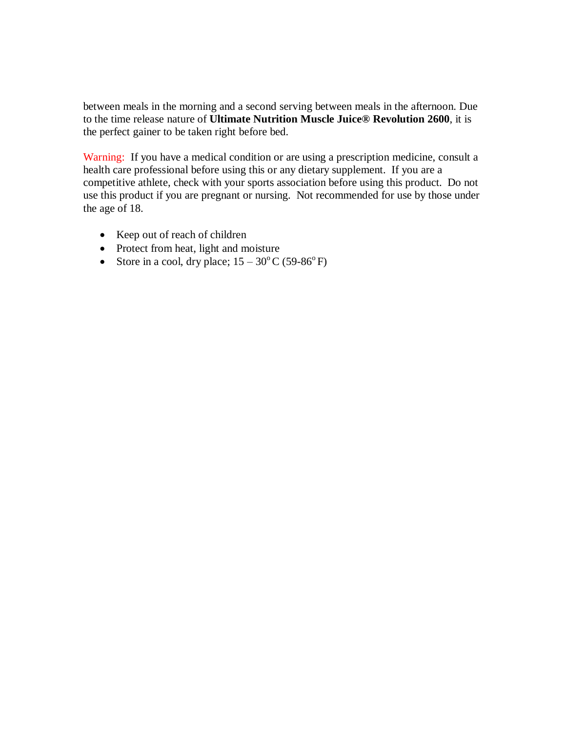between meals in the morning and a second serving between meals in the afternoon. Due to the time release nature of **Ultimate Nutrition Muscle Juice® Revolution 2600**, it is the perfect gainer to be taken right before bed.

Warning: If you have a medical condition or are using a prescription medicine, consult a health care professional before using this or any dietary supplement. If you are a competitive athlete, check with your sports association before using this product. Do not use this product if you are pregnant or nursing. Not recommended for use by those under the age of 18.

- Keep out of reach of children
- Protect from heat, light and moisture
- Store in a cool, dry place; 15 – 30$^{o}$ C (59-86$^{o}$ F)